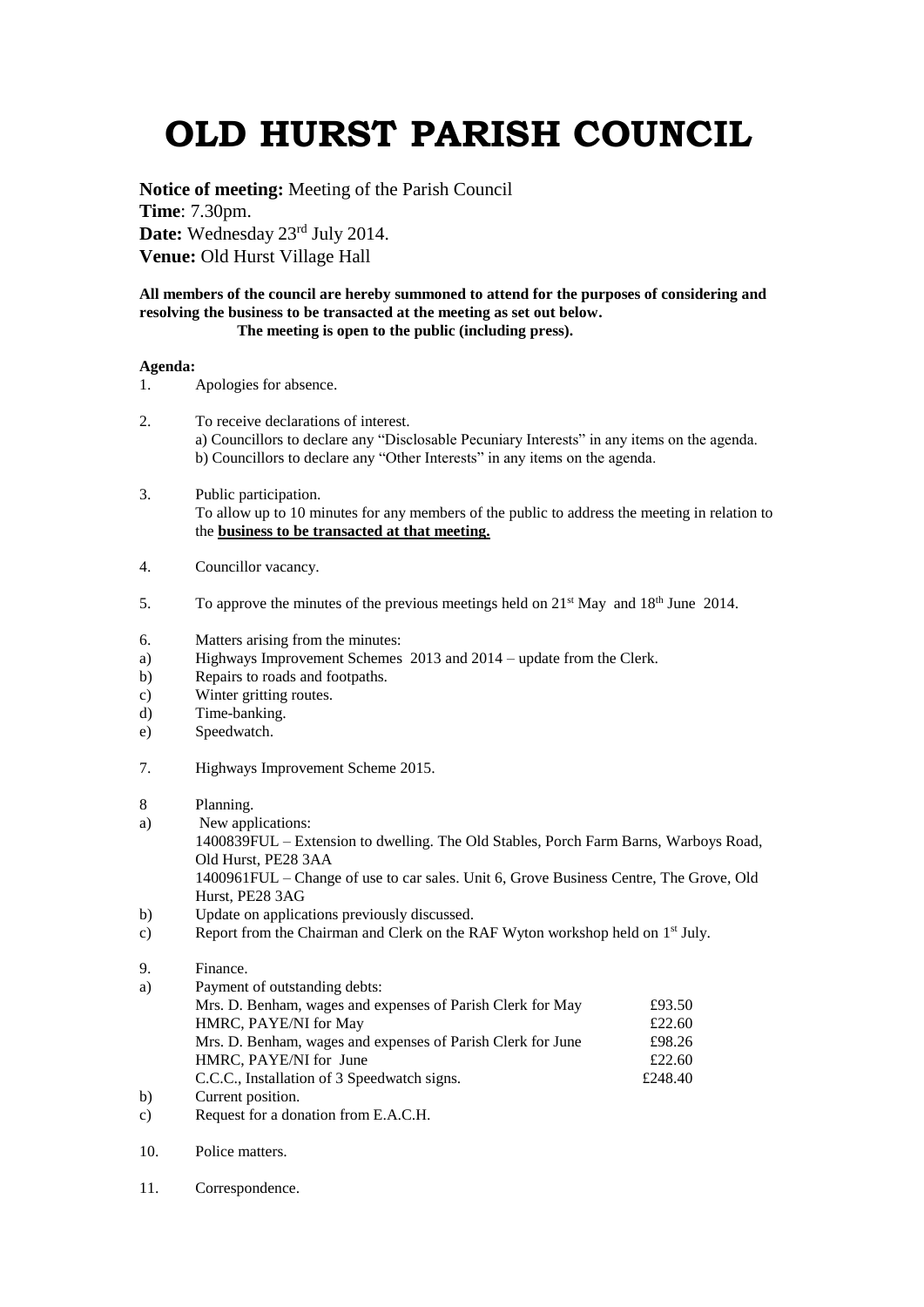# OLD HURST PARISH COUNCIL

**Notice of meeting:** Meeting of the Parish Council
**Time**: 7.30pm.
**Date:** Wednesday 23rd July 2014.
**Venue:** Old Hurst Village Hall

**All members of the council are hereby summoned to attend for the purposes of considering and resolving the business to be transacted at the meeting as set out below.**
**The meeting is open to the public (including press).**

**Agenda:**

1. Apologies for absence.

2. To receive declarations of interest.
   a) Councillors to declare any "Disclosable Pecuniary Interests" in any items on the agenda.
   b) Councillors to declare any "Other Interests" in any items on the agenda.

3. Public participation.
   To allow up to 10 minutes for any members of the public to address the meeting in relation to the **business to be transacted at that meeting.**

4. Councillor vacancy.

5. To approve the minutes of the previous meetings held on 21st May and 18th June 2014.

6. Matters arising from the minutes:
   a) Highways Improvement Schemes 2013 and 2014 – update from the Clerk.
   b) Repairs to roads and footpaths.
   c) Winter gritting routes.
   d) Time-banking.
   e) Speedwatch.

7. Highways Improvement Scheme 2015.

8 Planning.
   a) New applications:
   1400839FUL – Extension to dwelling. The Old Stables, Porch Farm Barns, Warboys Road, Old Hurst, PE28 3AA
   1400961FUL – Change of use to car sales. Unit 6, Grove Business Centre, The Grove, Old Hurst, PE28 3AG
   b) Update on applications previously discussed.
   c) Report from the Chairman and Clerk on the RAF Wyton workshop held on 1st July.

9. Finance.
   a) Payment of outstanding debts:

| | |
|---|---|
| Mrs. D. Benham, wages and expenses of Parish Clerk for May | £93.50 |
| HMRC, PAYE/NI for May | £22.60 |
| Mrs. D. Benham, wages and expenses of Parish Clerk for June | £98.26 |
| HMRC, PAYE/NI for June | £22.60 |
| C.C.C., Installation of 3 Speedwatch signs. | £248.40 |

   b) Current position.
   c) Request for a donation from E.A.C.H.

10. Police matters.

11. Correspondence.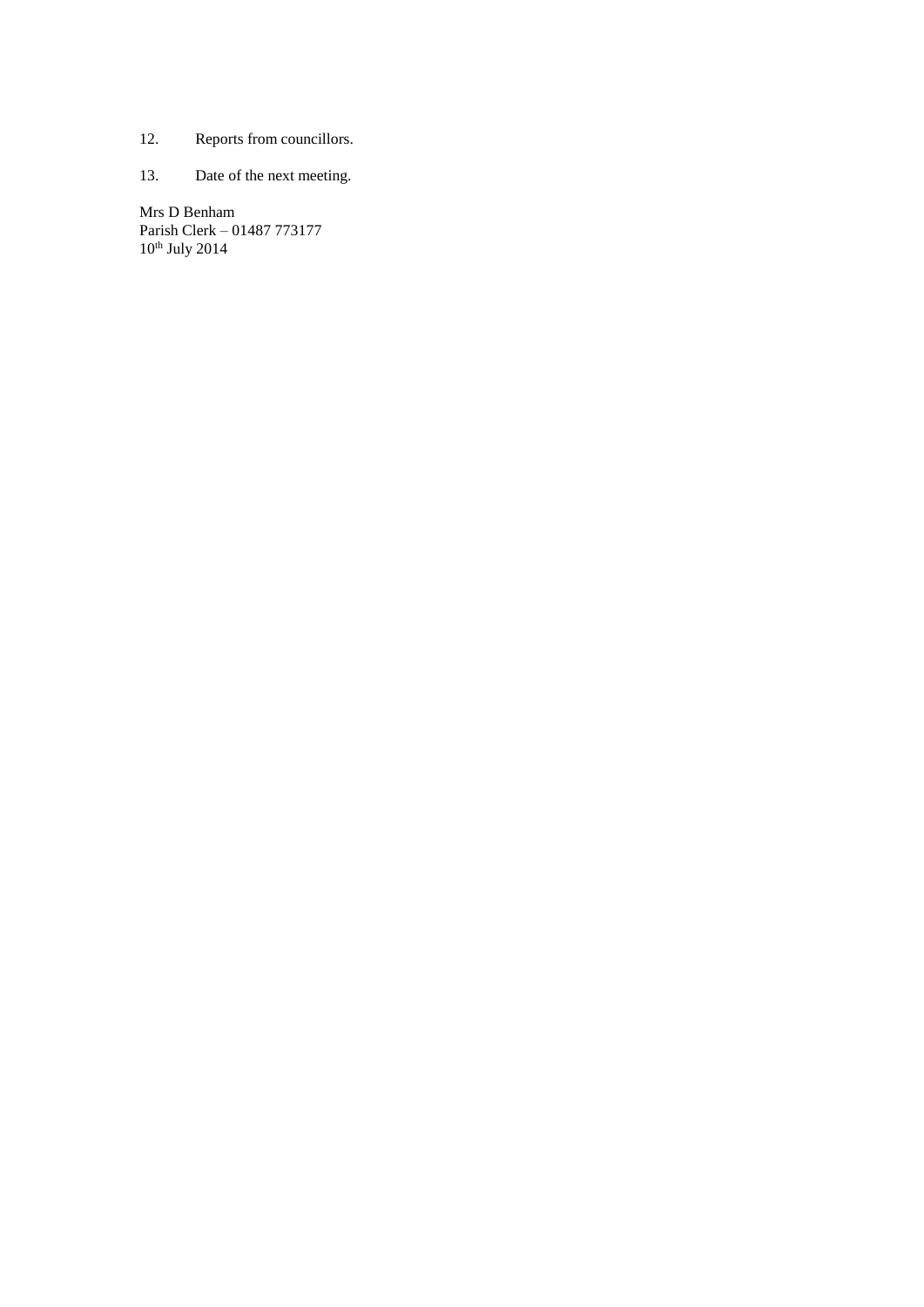12. Reports from councillors.

13. Date of the next meeting.

Mrs D Benham
Parish Clerk – 01487 773177
10th July 2014